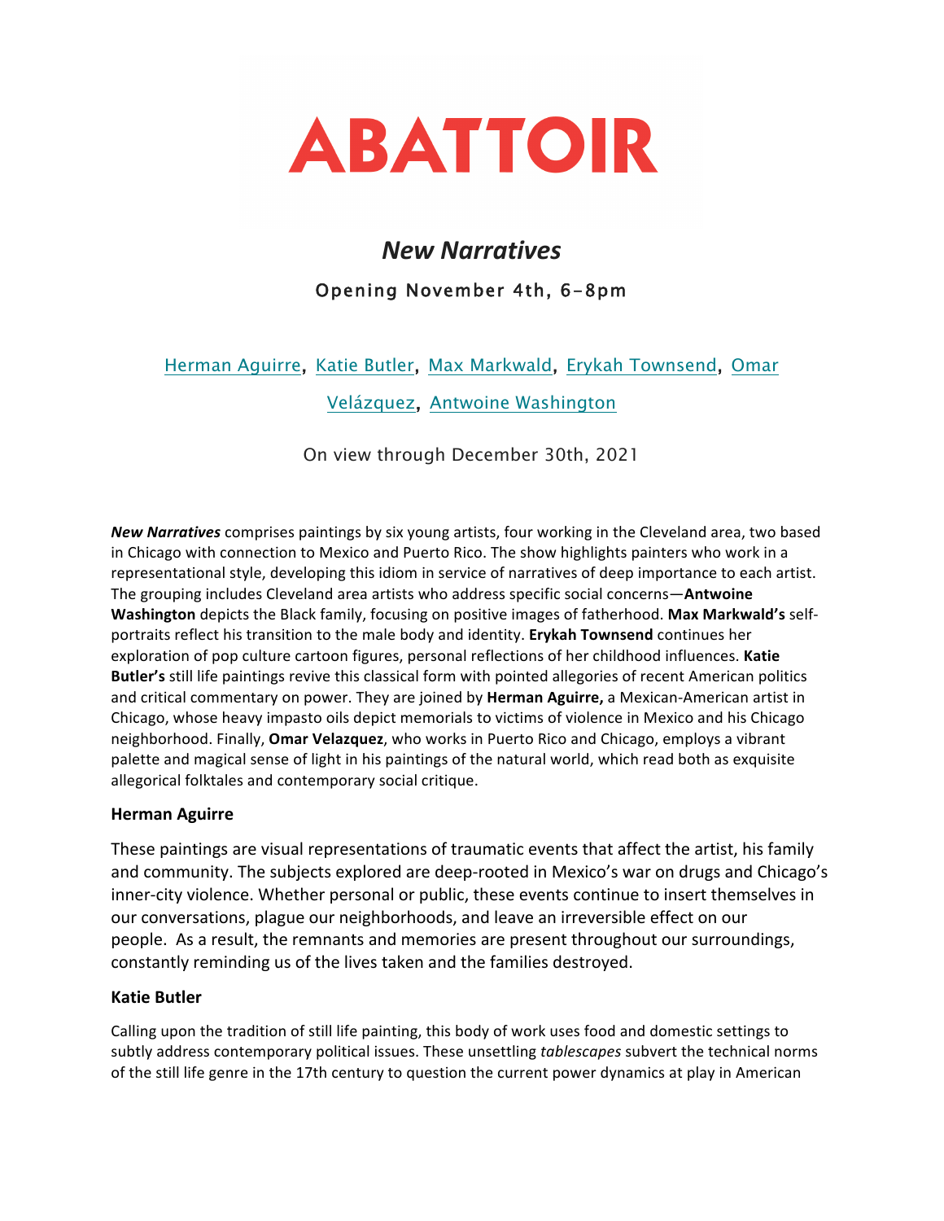# ABATTOIR

## *New Narratives*

### Opening November 4th, 6-8pm

Herman Aguirre, Katie Butler, Max Markwald, Erykah Townsend, Omar Velázquez, Antwoine Washington

On view through December 30th, 2021

***New Narratives*** comprises paintings by six young artists, four working in the Cleveland area, two based in Chicago with connection to Mexico and Puerto Rico. The show highlights painters who work in a representational style, developing this idiom in service of narratives of deep importance to each artist. The grouping includes Cleveland area artists who address specific social concerns—**Antwoine Washington** depicts the Black family, focusing on positive images of fatherhood. **Max Markwald's** self-portraits reflect his transition to the male body and identity. **Erykah Townsend** continues her exploration of pop culture cartoon figures, personal reflections of her childhood influences. **Katie Butler's** still life paintings revive this classical form with pointed allegories of recent American politics and critical commentary on power. They are joined by **Herman Aguirre,** a Mexican-American artist in Chicago, whose heavy impasto oils depict memorials to victims of violence in Mexico and his Chicago neighborhood. Finally, **Omar Velazquez**, who works in Puerto Rico and Chicago, employs a vibrant palette and magical sense of light in his paintings of the natural world, which read both as exquisite allegorical folktales and contemporary social critique.

**Herman Aguirre**

These paintings are visual representations of traumatic events that affect the artist, his family and community. The subjects explored are deep-rooted in Mexico's war on drugs and Chicago's inner-city violence. Whether personal or public, these events continue to insert themselves in our conversations, plague our neighborhoods, and leave an irreversible effect on our people. As a result, the remnants and memories are present throughout our surroundings, constantly reminding us of the lives taken and the families destroyed.

**Katie Butler**

Calling upon the tradition of still life painting, this body of work uses food and domestic settings to subtly address contemporary political issues. These unsettling *tablescapes* subvert the technical norms of the still life genre in the 17th century to question the current power dynamics at play in American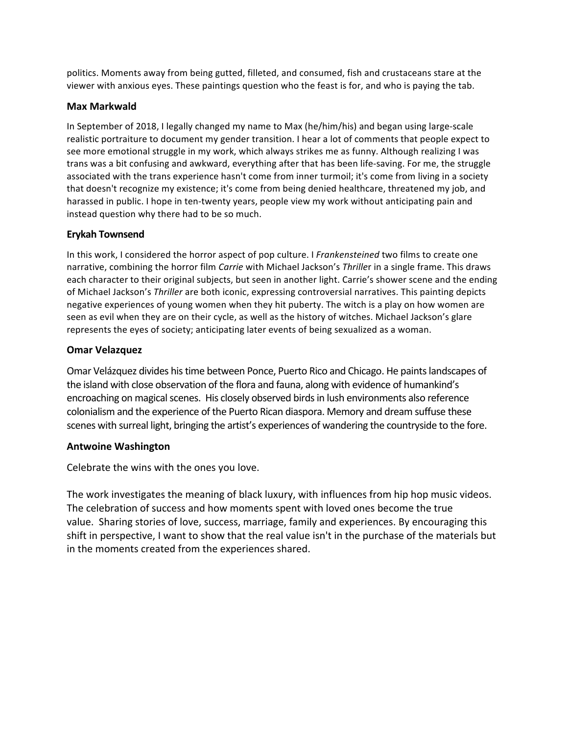politics. Moments away from being gutted, filleted, and consumed, fish and crustaceans stare at the viewer with anxious eyes. These paintings question who the feast is for, and who is paying the tab.

### Max Markwald

In September of 2018, I legally changed my name to Max (he/him/his) and began using large-scale realistic portraiture to document my gender transition. I hear a lot of comments that people expect to see more emotional struggle in my work, which always strikes me as funny. Although realizing I was trans was a bit confusing and awkward, everything after that has been life-saving. For me, the struggle associated with the trans experience hasn't come from inner turmoil; it's come from living in a society that doesn't recognize my existence; it's come from being denied healthcare, threatened my job, and harassed in public. I hope in ten-twenty years, people view my work without anticipating pain and instead question why there had to be so much.

### Erykah Townsend

In this work, I considered the horror aspect of pop culture. I *Frankensteined* two films to create one narrative, combining the horror film *Carrie* with Michael Jackson's *Thriller* in a single frame. This draws each character to their original subjects, but seen in another light. Carrie's shower scene and the ending of Michael Jackson's *Thriller* are both iconic, expressing controversial narratives. This painting depicts negative experiences of young women when they hit puberty. The witch is a play on how women are seen as evil when they are on their cycle, as well as the history of witches. Michael Jackson's glare represents the eyes of society; anticipating later events of being sexualized as a woman.

### Omar Velazquez

Omar Velázquez divides his time between Ponce, Puerto Rico and Chicago. He paints landscapes of the island with close observation of the flora and fauna, along with evidence of humankind's encroaching on magical scenes. His closely observed birds in lush environments also reference colonialism and the experience of the Puerto Rican diaspora. Memory and dream suffuse these scenes with surreal light, bringing the artist's experiences of wandering the countryside to the fore.

### Antwoine Washington

Celebrate the wins with the ones you love.

The work investigates the meaning of black luxury, with influences from hip hop music videos. The celebration of success and how moments spent with loved ones become the true value. Sharing stories of love, success, marriage, family and experiences. By encouraging this shift in perspective, I want to show that the real value isn't in the purchase of the materials but in the moments created from the experiences shared.